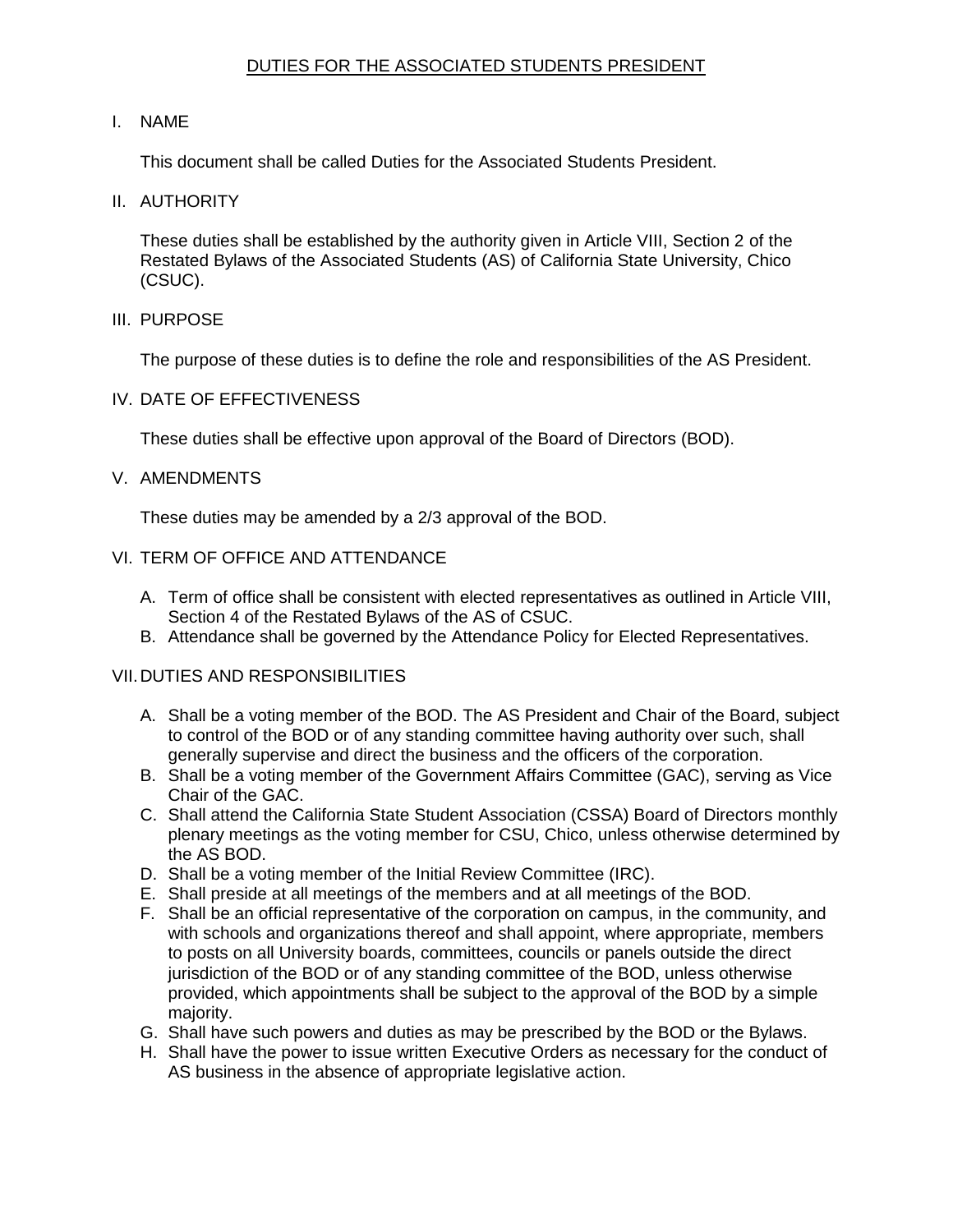# DUTIES FOR THE ASSOCIATED STUDENTS PRESIDENT

## I. NAME

This document shall be called Duties for the Associated Students President.

## II. AUTHORITY

These duties shall be established by the authority given in Article VIII, Section 2 of the Restated Bylaws of the Associated Students (AS) of California State University, Chico (CSUC).

## III. PURPOSE

The purpose of these duties is to define the role and responsibilities of the AS President.

## IV. DATE OF EFFECTIVENESS

These duties shall be effective upon approval of the Board of Directors (BOD).

## V. AMENDMENTS

These duties may be amended by a 2/3 approval of the BOD.

## VI. TERM OF OFFICE AND ATTENDANCE

A. Term of office shall be consistent with elected representatives as outlined in Article VIII, Section 4 of the Restated Bylaws of the AS of CSUC.
B. Attendance shall be governed by the Attendance Policy for Elected Representatives.

## VII. DUTIES AND RESPONSIBILITIES

A. Shall be a voting member of the BOD. The AS President and Chair of the Board, subject to control of the BOD or of any standing committee having authority over such, shall generally supervise and direct the business and the officers of the corporation.
B. Shall be a voting member of the Government Affairs Committee (GAC), serving as Vice Chair of the GAC.
C. Shall attend the California State Student Association (CSSA) Board of Directors monthly plenary meetings as the voting member for CSU, Chico, unless otherwise determined by the AS BOD.
D. Shall be a voting member of the Initial Review Committee (IRC).
E. Shall preside at all meetings of the members and at all meetings of the BOD.
F. Shall be an official representative of the corporation on campus, in the community, and with schools and organizations thereof and shall appoint, where appropriate, members to posts on all University boards, committees, councils or panels outside the direct jurisdiction of the BOD or of any standing committee of the BOD, unless otherwise provided, which appointments shall be subject to the approval of the BOD by a simple majority.
G. Shall have such powers and duties as may be prescribed by the BOD or the Bylaws.
H. Shall have the power to issue written Executive Orders as necessary for the conduct of AS business in the absence of appropriate legislative action.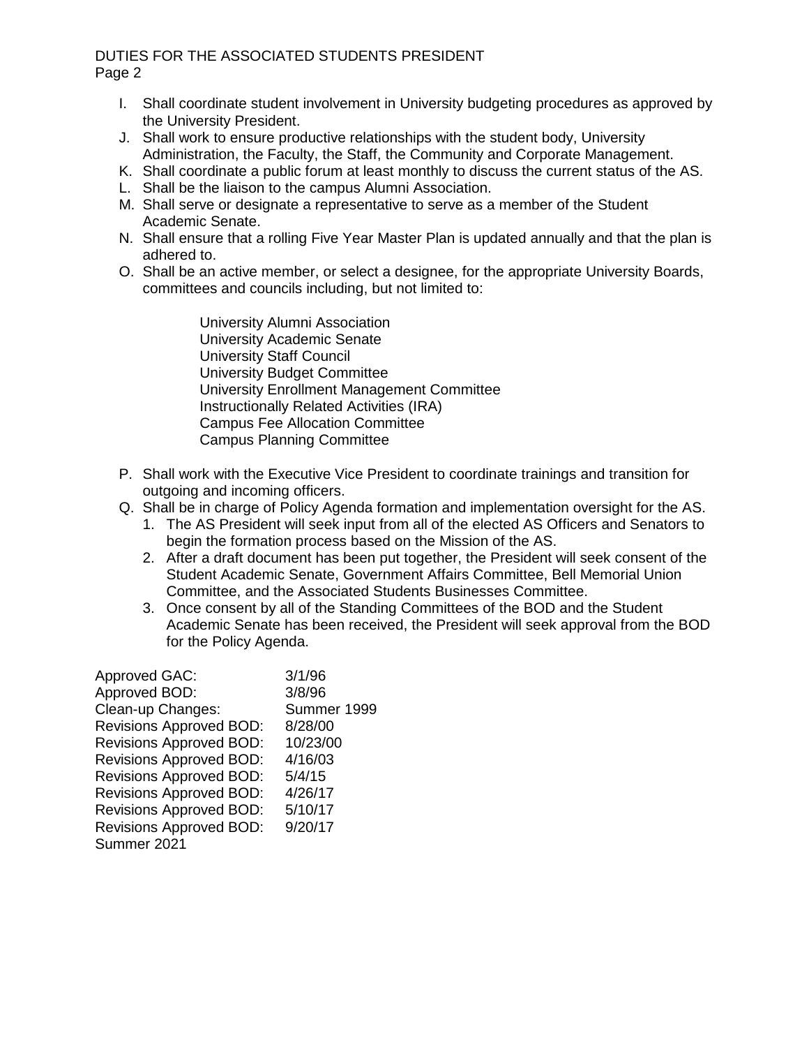I. Shall coordinate student involvement in University budgeting procedures as approved by the University President.

J. Shall work to ensure productive relationships with the student body, University Administration, the Faculty, the Staff, the Community and Corporate Management.

K. Shall coordinate a public forum at least monthly to discuss the current status of the AS.

L. Shall be the liaison to the campus Alumni Association.

M. Shall serve or designate a representative to serve as a member of the Student Academic Senate.

N. Shall ensure that a rolling Five Year Master Plan is updated annually and that the plan is adhered to.

O. Shall be an active member, or select a designee, for the appropriate University Boards, committees and councils including, but not limited to:

   University Alumni Association
   University Academic Senate
   University Staff Council
   University Budget Committee
   University Enrollment Management Committee
   Instructionally Related Activities (IRA)
   Campus Fee Allocation Committee
   Campus Planning Committee

P. Shall work with the Executive Vice President to coordinate trainings and transition for outgoing and incoming officers.

Q. Shall be in charge of Policy Agenda formation and implementation oversight for the AS.
   1. The AS President will seek input from all of the elected AS Officers and Senators to begin the formation process based on the Mission of the AS.
   2. After a draft document has been put together, the President will seek consent of the Student Academic Senate, Government Affairs Committee, Bell Memorial Union Committee, and the Associated Students Businesses Committee.
   3. Once consent by all of the Standing Committees of the BOD and the Student Academic Senate has been received, the President will seek approval from the BOD for the Policy Agenda.

| | |
|---|---|
| Approved GAC: | 3/1/96 |
| Approved BOD: | 3/8/96 |
| Clean-up Changes: | Summer 1999 |
| Revisions Approved BOD: | 8/28/00 |
| Revisions Approved BOD: | 10/23/00 |
| Revisions Approved BOD: | 4/16/03 |
| Revisions Approved BOD: | 5/4/15 |
| Revisions Approved BOD: | 4/26/17 |
| Revisions Approved BOD: | 5/10/17 |
| Revisions Approved BOD: | 9/20/17 |
| Summer 2021 | |